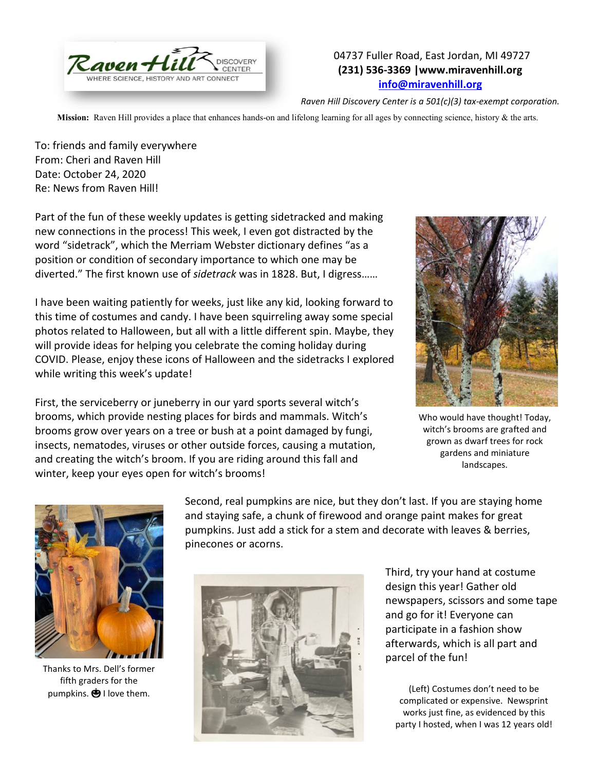Raven Hill DISCOVERY CENTER
WHERE SCIENCE, HISTORY AND ART CONNECT

04737 Fuller Road, East Jordan, MI 49727
**(231) 536-3369 |www.miravenhill.org**
[info@miravenhill.org](mailto:info@miravenhill.org)

*Raven Hill Discovery Center is a 501(c)(3) tax-exempt corporation.*

**Mission:** Raven Hill provides a place that enhances hands-on and lifelong learning for all ages by connecting science, history & the arts.

To: friends and family everywhere
From: Cheri and Raven Hill
Date: October 24, 2020
Re: News from Raven Hill!

Part of the fun of these weekly updates is getting sidetracked and making new connections in the process! This week, I even got distracted by the word "sidetrack", which the Merriam Webster dictionary defines "as a position or condition of secondary importance to which one may be diverted." The first known use of *sidetrack* was in 1828. But, I digress……

I have been waiting patiently for weeks, just like any kid, looking forward to this time of costumes and candy. I have been squirreling away some special photos related to Halloween, but all with a little different spin. Maybe, they will provide ideas for helping you celebrate the coming holiday during COVID. Please, enjoy these icons of Halloween and the sidetracks I explored while writing this week's update!

First, the serviceberry or juneberry in our yard sports several witch's brooms, which provide nesting places for birds and mammals. Witch's brooms grow over years on a tree or bush at a point damaged by fungi, insects, nematodes, viruses or other outside forces, causing a mutation, and creating the witch's broom. If you are riding around this fall and winter, keep your eyes open for witch's brooms!

Who would have thought! Today, witch's brooms are grafted and grown as dwarf trees for rock gardens and miniature landscapes.

Second, real pumpkins are nice, but they don't last. If you are staying home and staying safe, a chunk of firewood and orange paint makes for great pumpkins. Just add a stick for a stem and decorate with leaves & berries, pinecones or acorns.

Thanks to Mrs. Dell's former fifth graders for the pumpkins. 🎃 I love them.

Third, try your hand at costume design this year! Gather old newspapers, scissors and some tape and go for it! Everyone can participate in a fashion show afterwards, which is all part and parcel of the fun!

(Left) Costumes don't need to be complicated or expensive. Newsprint works just fine, as evidenced by this party I hosted, when I was 12 years old!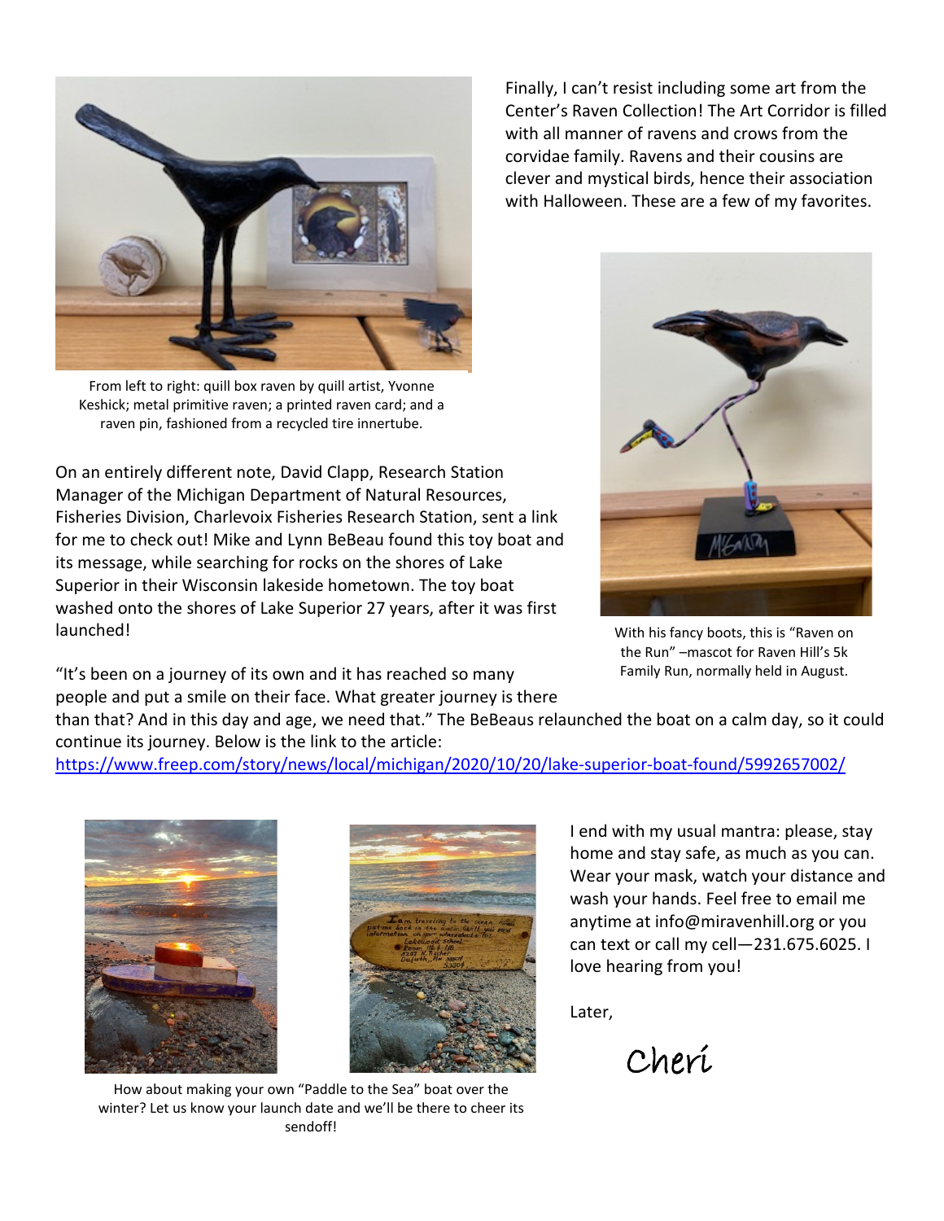Finally, I can't resist including some art from the Center's Raven Collection! The Art Corridor is filled with all manner of ravens and crows from the corvidae family. Ravens and their cousins are clever and mystical birds, hence their association with Halloween. These are a few of my favorites.

From left to right: quill box raven by quill artist, Yvonne Keshick; metal primitive raven; a printed raven card; and a raven pin, fashioned from a recycled tire innertube.

With his fancy boots, this is "Raven on the Run" –mascot for Raven Hill's 5k Family Run, normally held in August.

On an entirely different note, David Clapp, Research Station Manager of the Michigan Department of Natural Resources, Fisheries Division, Charlevoix Fisheries Research Station, sent a link for me to check out! Mike and Lynn BeBeau found this toy boat and its message, while searching for rocks on the shores of Lake Superior in their Wisconsin lakeside hometown. The toy boat washed onto the shores of Lake Superior 27 years, after it was first launched!

"It's been on a journey of its own and it has reached so many people and put a smile on their face. What greater journey is there than that? And in this day and age, we need that." The BeBeaus relaunched the boat on a calm day, so it could continue its journey. Below is the link to the article: https://www.freep.com/story/news/local/michigan/2020/10/20/lake-superior-boat-found/5992657002/

How about making your own "Paddle to the Sea" boat over the winter? Let us know your launch date and we'll be there to cheer its sendoff!

I end with my usual mantra: please, stay home and stay safe, as much as you can. Wear your mask, watch your distance and wash your hands. Feel free to email me anytime at info@miravenhill.org or you can text or call my cell—231.675.6025. I love hearing from you!

Later,

Cheri